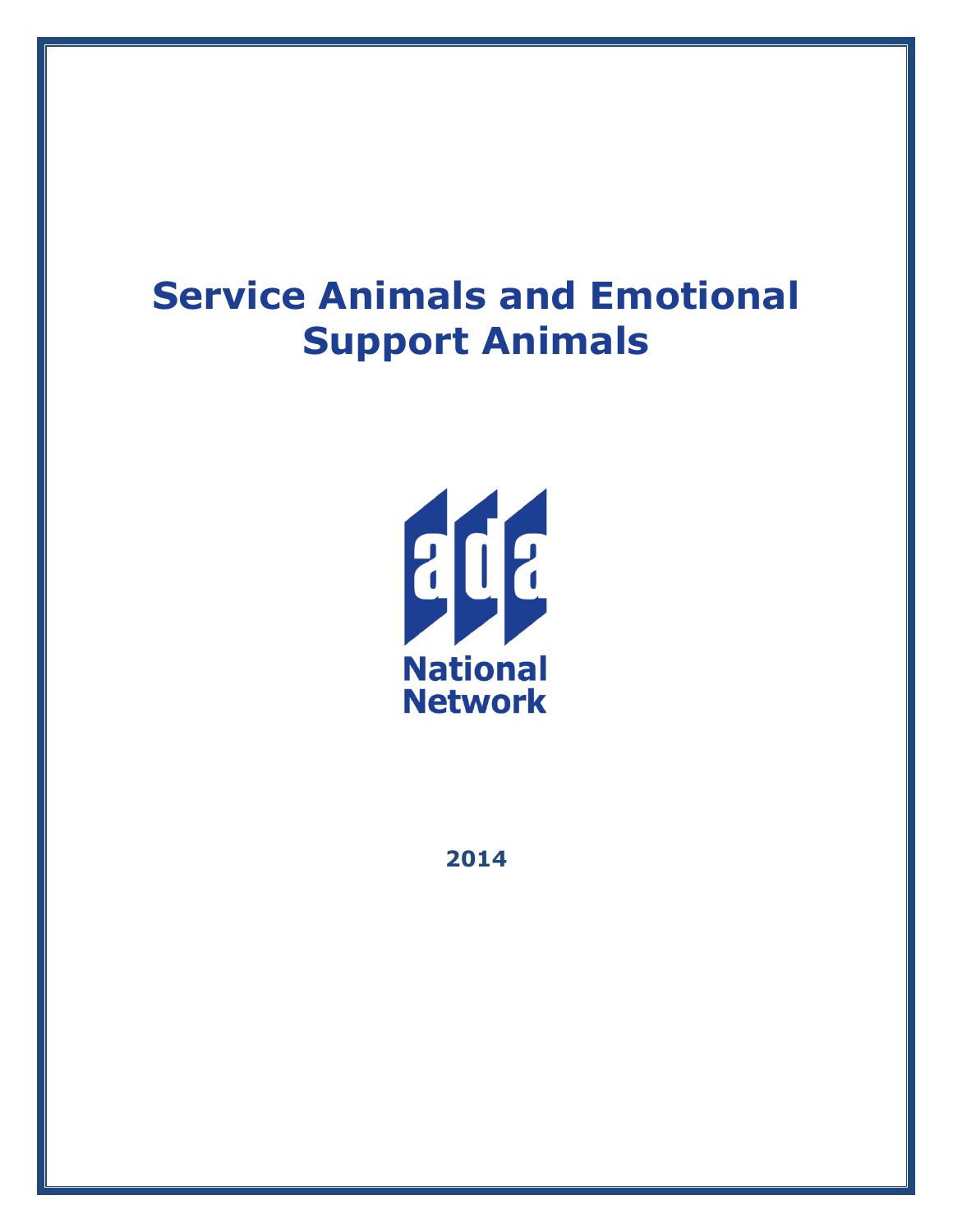# Service Animals and Emotional Support Animals

ada National Network

2014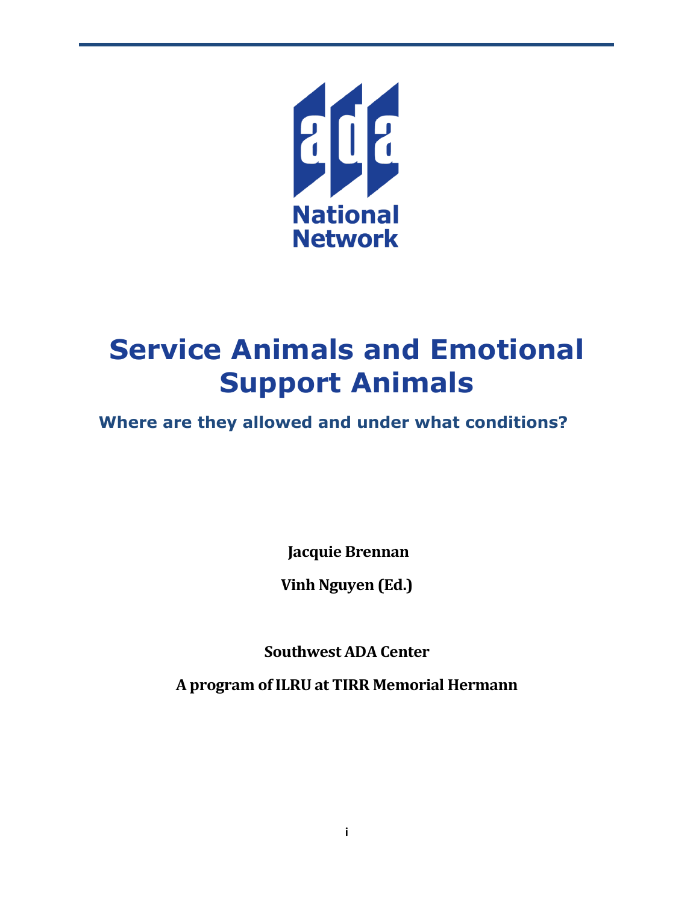ada

National Network

# Service Animals and Emotional Support Animals

## Where are they allowed and under what conditions?

**Jacquie Brennan**

**Vinh Nguyen (Ed.)**

**Southwest ADA Center**

**A program of ILRU at TIRR Memorial Hermann**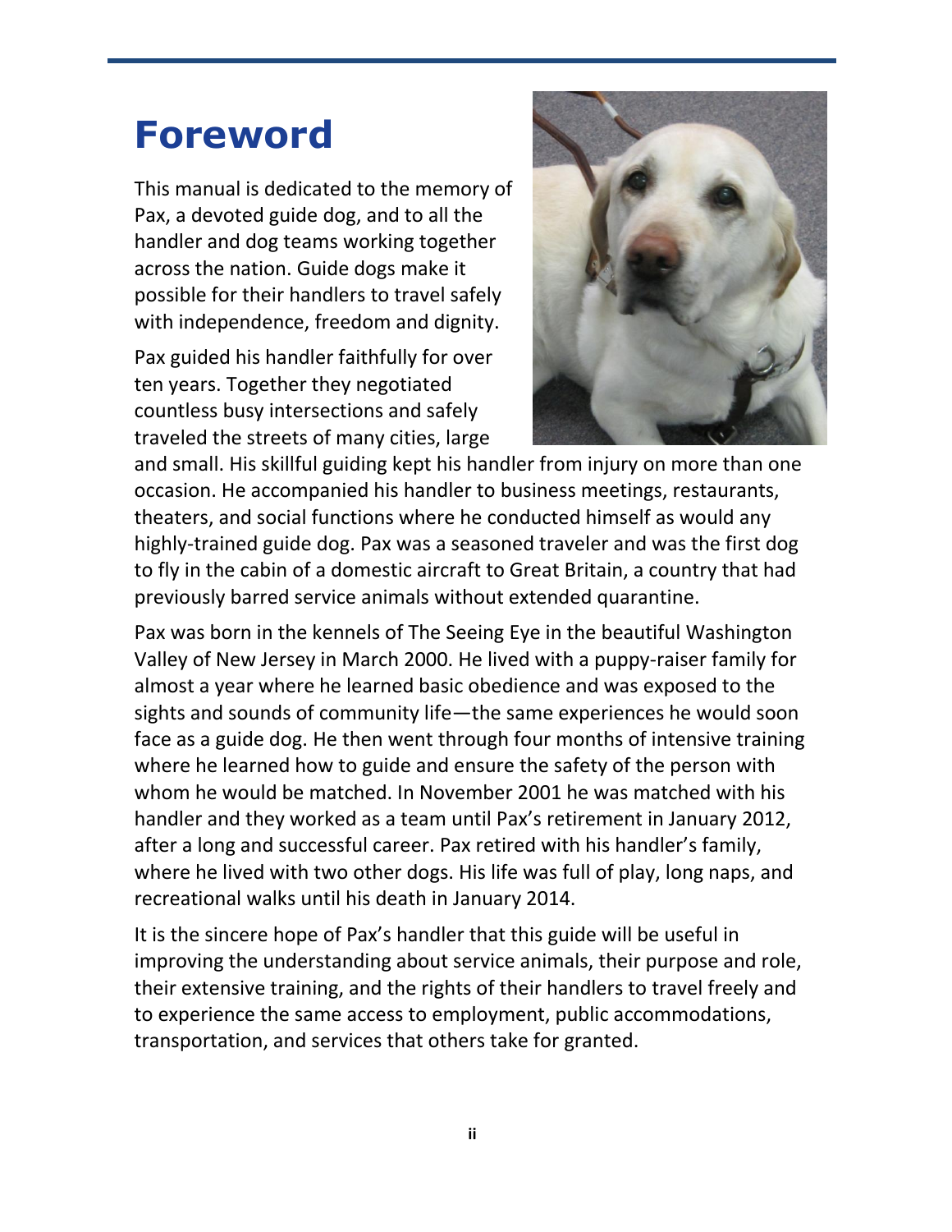# Foreword

This manual is dedicated to the memory of Pax, a devoted guide dog, and to all the handler and dog teams working together across the nation. Guide dogs make it possible for their handlers to travel safely with independence, freedom and dignity.

Pax guided his handler faithfully for over ten years. Together they negotiated countless busy intersections and safely traveled the streets of many cities, large and small. His skillful guiding kept his handler from injury on more than one occasion. He accompanied his handler to business meetings, restaurants, theaters, and social functions where he conducted himself as would any highly-trained guide dog. Pax was a seasoned traveler and was the first dog to fly in the cabin of a domestic aircraft to Great Britain, a country that had previously barred service animals without extended quarantine.

Pax was born in the kennels of The Seeing Eye in the beautiful Washington Valley of New Jersey in March 2000. He lived with a puppy-raiser family for almost a year where he learned basic obedience and was exposed to the sights and sounds of community life—the same experiences he would soon face as a guide dog. He then went through four months of intensive training where he learned how to guide and ensure the safety of the person with whom he would be matched. In November 2001 he was matched with his handler and they worked as a team until Pax's retirement in January 2012, after a long and successful career. Pax retired with his handler's family, where he lived with two other dogs. His life was full of play, long naps, and recreational walks until his death in January 2014.

It is the sincere hope of Pax's handler that this guide will be useful in improving the understanding about service animals, their purpose and role, their extensive training, and the rights of their handlers to travel freely and to experience the same access to employment, public accommodations, transportation, and services that others take for granted.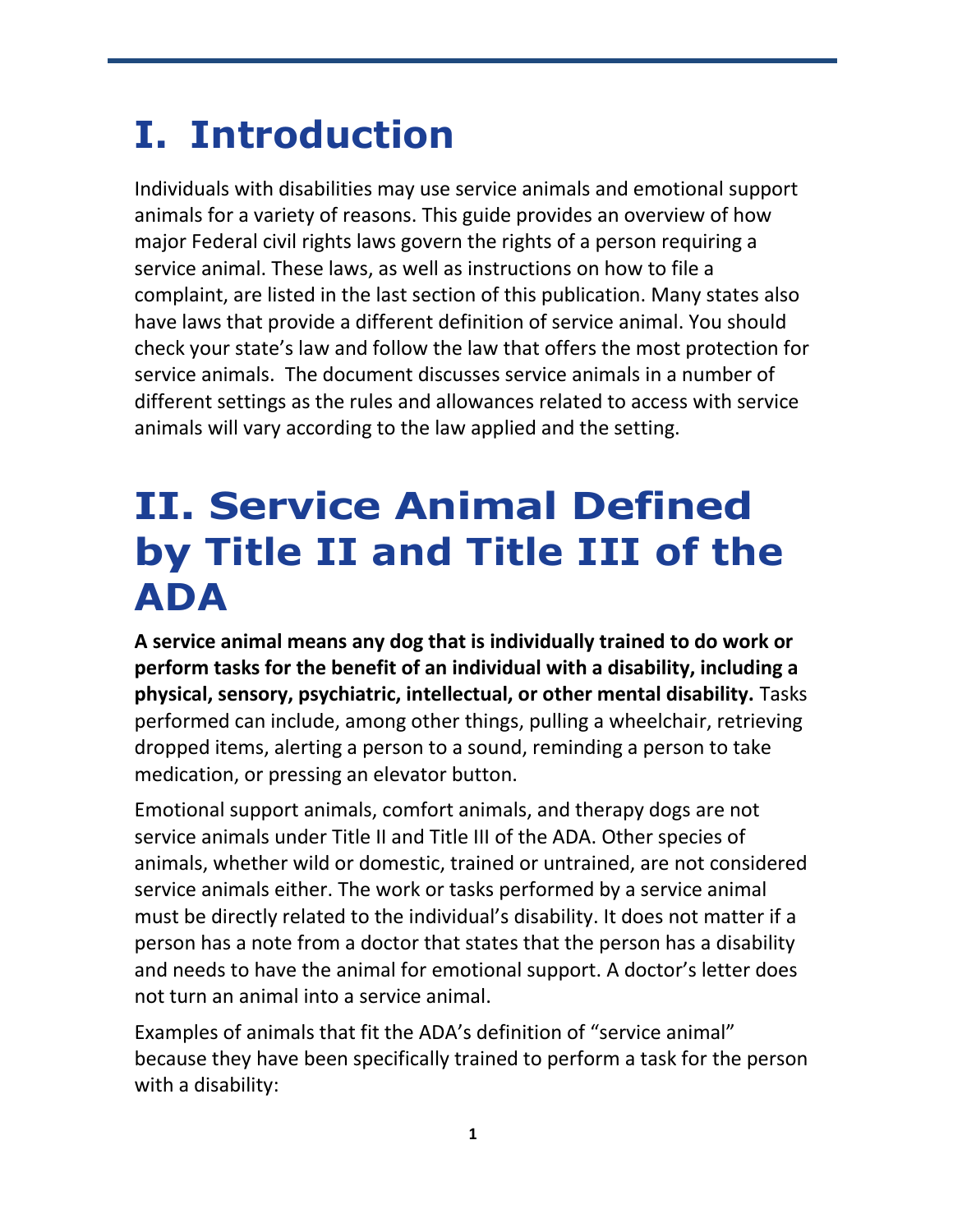# I. Introduction

Individuals with disabilities may use service animals and emotional support animals for a variety of reasons. This guide provides an overview of how major Federal civil rights laws govern the rights of a person requiring a service animal. These laws, as well as instructions on how to file a complaint, are listed in the last section of this publication. Many states also have laws that provide a different definition of service animal. You should check your state's law and follow the law that offers the most protection for service animals. The document discusses service animals in a number of different settings as the rules and allowances related to access with service animals will vary according to the law applied and the setting.

# II. Service Animal Defined by Title II and Title III of the ADA

**A service animal means any dog that is individually trained to do work or perform tasks for the benefit of an individual with a disability, including a physical, sensory, psychiatric, intellectual, or other mental disability.** Tasks performed can include, among other things, pulling a wheelchair, retrieving dropped items, alerting a person to a sound, reminding a person to take medication, or pressing an elevator button.

Emotional support animals, comfort animals, and therapy dogs are not service animals under Title II and Title III of the ADA. Other species of animals, whether wild or domestic, trained or untrained, are not considered service animals either. The work or tasks performed by a service animal must be directly related to the individual's disability. It does not matter if a person has a note from a doctor that states that the person has a disability and needs to have the animal for emotional support. A doctor's letter does not turn an animal into a service animal.

Examples of animals that fit the ADA's definition of "service animal" because they have been specifically trained to perform a task for the person with a disability: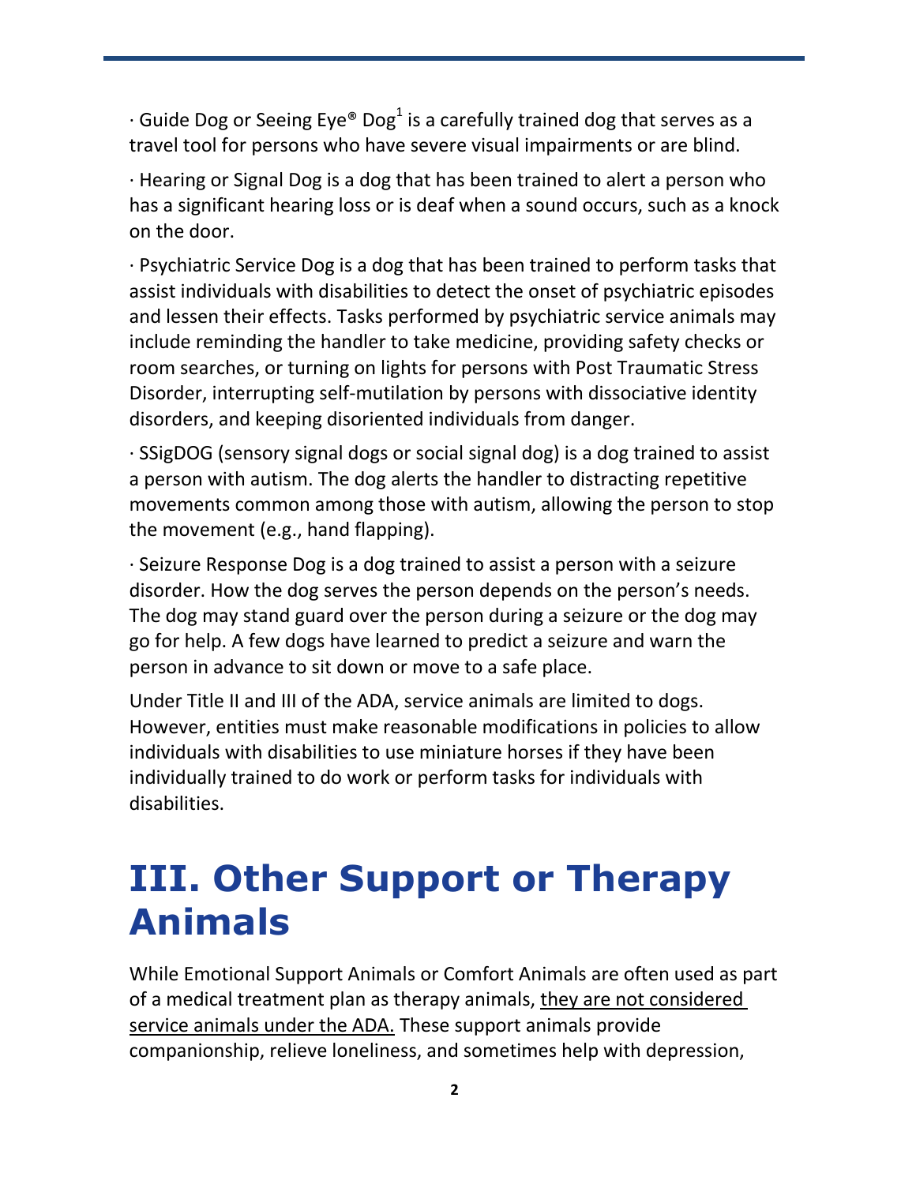· Guide Dog or Seeing Eye® Dog[1] is a carefully trained dog that serves as a travel tool for persons who have severe visual impairments or are blind.

· Hearing or Signal Dog is a dog that has been trained to alert a person who has a significant hearing loss or is deaf when a sound occurs, such as a knock on the door.

· Psychiatric Service Dog is a dog that has been trained to perform tasks that assist individuals with disabilities to detect the onset of psychiatric episodes and lessen their effects. Tasks performed by psychiatric service animals may include reminding the handler to take medicine, providing safety checks or room searches, or turning on lights for persons with Post Traumatic Stress Disorder, interrupting self-mutilation by persons with dissociative identity disorders, and keeping disoriented individuals from danger.

· SSigDOG (sensory signal dogs or social signal dog) is a dog trained to assist a person with autism. The dog alerts the handler to distracting repetitive movements common among those with autism, allowing the person to stop the movement (e.g., hand flapping).

· Seizure Response Dog is a dog trained to assist a person with a seizure disorder. How the dog serves the person depends on the person's needs. The dog may stand guard over the person during a seizure or the dog may go for help. A few dogs have learned to predict a seizure and warn the person in advance to sit down or move to a safe place.

Under Title II and III of the ADA, service animals are limited to dogs. However, entities must make reasonable modifications in policies to allow individuals with disabilities to use miniature horses if they have been individually trained to do work or perform tasks for individuals with disabilities.

# III. Other Support or Therapy Animals

While Emotional Support Animals or Comfort Animals are often used as part of a medical treatment plan as therapy animals, <u>they are not considered service animals under the ADA.</u> These support animals provide companionship, relieve loneliness, and sometimes help with depression,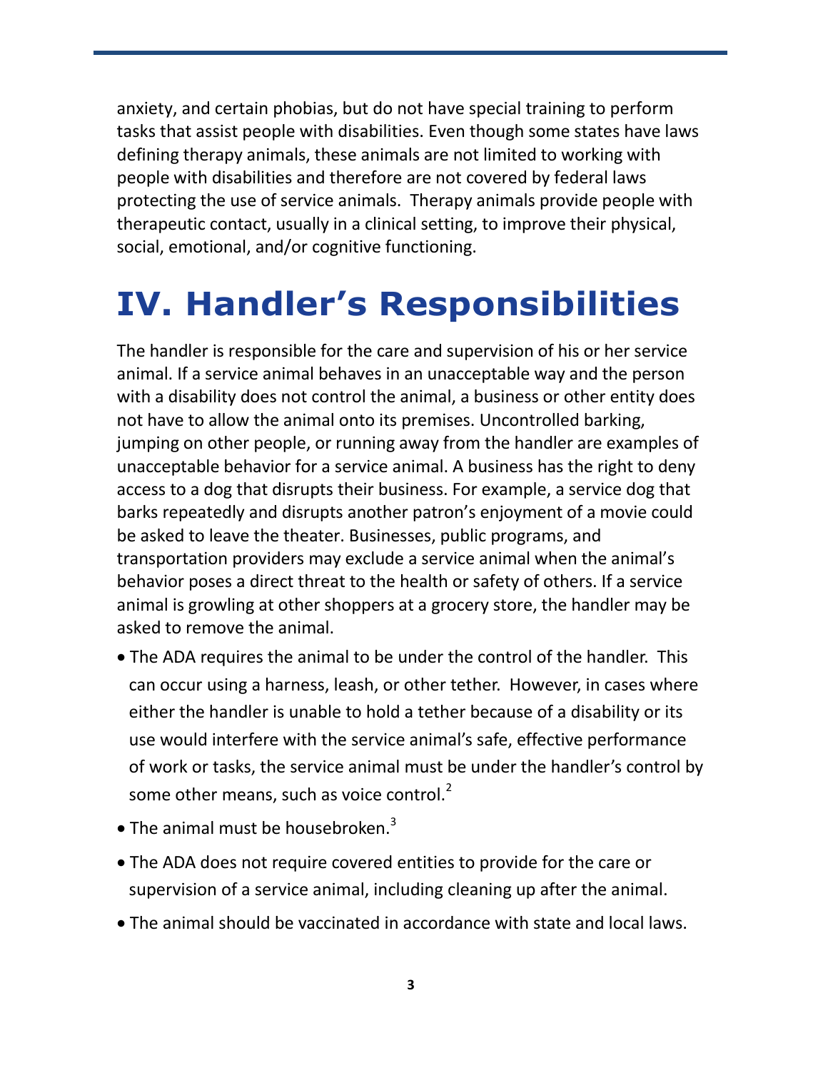anxiety, and certain phobias, but do not have special training to perform tasks that assist people with disabilities. Even though some states have laws defining therapy animals, these animals are not limited to working with people with disabilities and therefore are not covered by federal laws protecting the use of service animals. Therapy animals provide people with therapeutic contact, usually in a clinical setting, to improve their physical, social, emotional, and/or cognitive functioning.

# IV. Handler's Responsibilities

The handler is responsible for the care and supervision of his or her service animal. If a service animal behaves in an unacceptable way and the person with a disability does not control the animal, a business or other entity does not have to allow the animal onto its premises. Uncontrolled barking, jumping on other people, or running away from the handler are examples of unacceptable behavior for a service animal. A business has the right to deny access to a dog that disrupts their business. For example, a service dog that barks repeatedly and disrupts another patron's enjoyment of a movie could be asked to leave the theater. Businesses, public programs, and transportation providers may exclude a service animal when the animal's behavior poses a direct threat to the health or safety of others. If a service animal is growling at other shoppers at a grocery store, the handler may be asked to remove the animal.

- The ADA requires the animal to be under the control of the handler. This can occur using a harness, leash, or other tether. However, in cases where either the handler is unable to hold a tether because of a disability or its use would interfere with the service animal's safe, effective performance of work or tasks, the service animal must be under the handler's control by some other means, such as voice control.[2]
- The animal must be housebroken.[3]
- The ADA does not require covered entities to provide for the care or supervision of a service animal, including cleaning up after the animal.
- The animal should be vaccinated in accordance with state and local laws.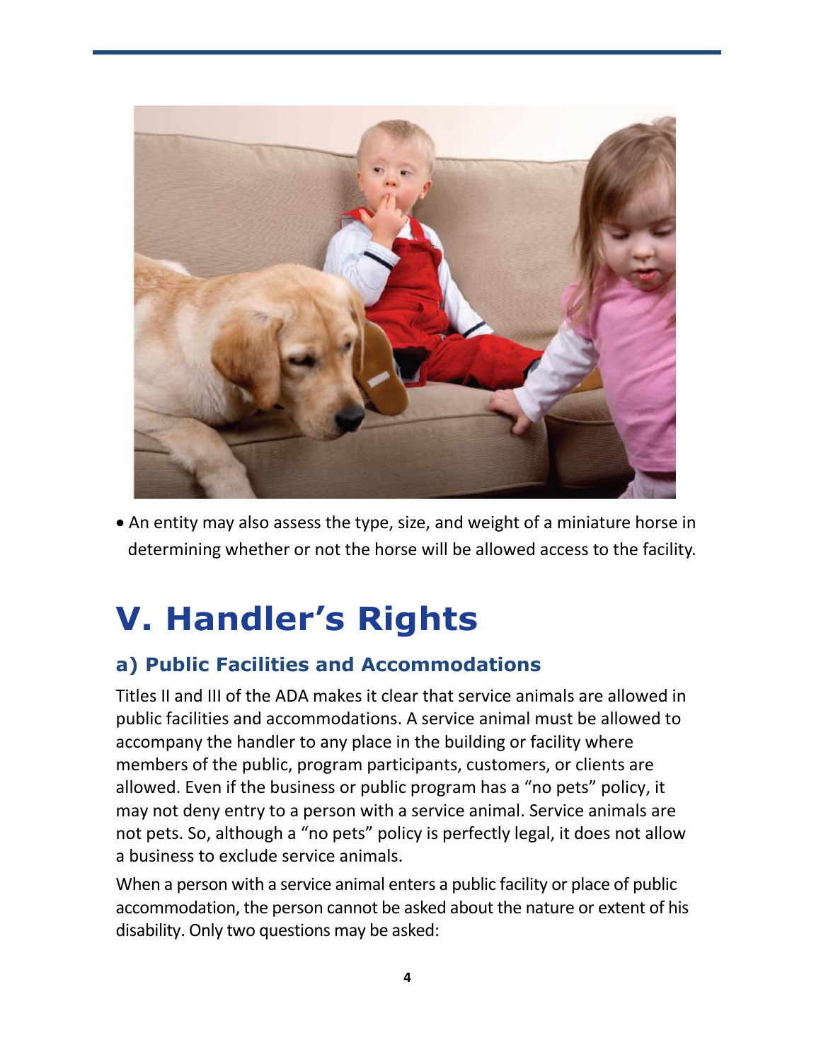- An entity may also assess the type, size, and weight of a miniature horse in determining whether or not the horse will be allowed access to the facility.

# V. Handler's Rights

## a) Public Facilities and Accommodations

Titles II and III of the ADA makes it clear that service animals are allowed in public facilities and accommodations. A service animal must be allowed to accompany the handler to any place in the building or facility where members of the public, program participants, customers, or clients are allowed. Even if the business or public program has a "no pets" policy, it may not deny entry to a person with a service animal. Service animals are not pets. So, although a "no pets" policy is perfectly legal, it does not allow a business to exclude service animals.

When a person with a service animal enters a public facility or place of public accommodation, the person cannot be asked about the nature or extent of his disability. Only two questions may be asked: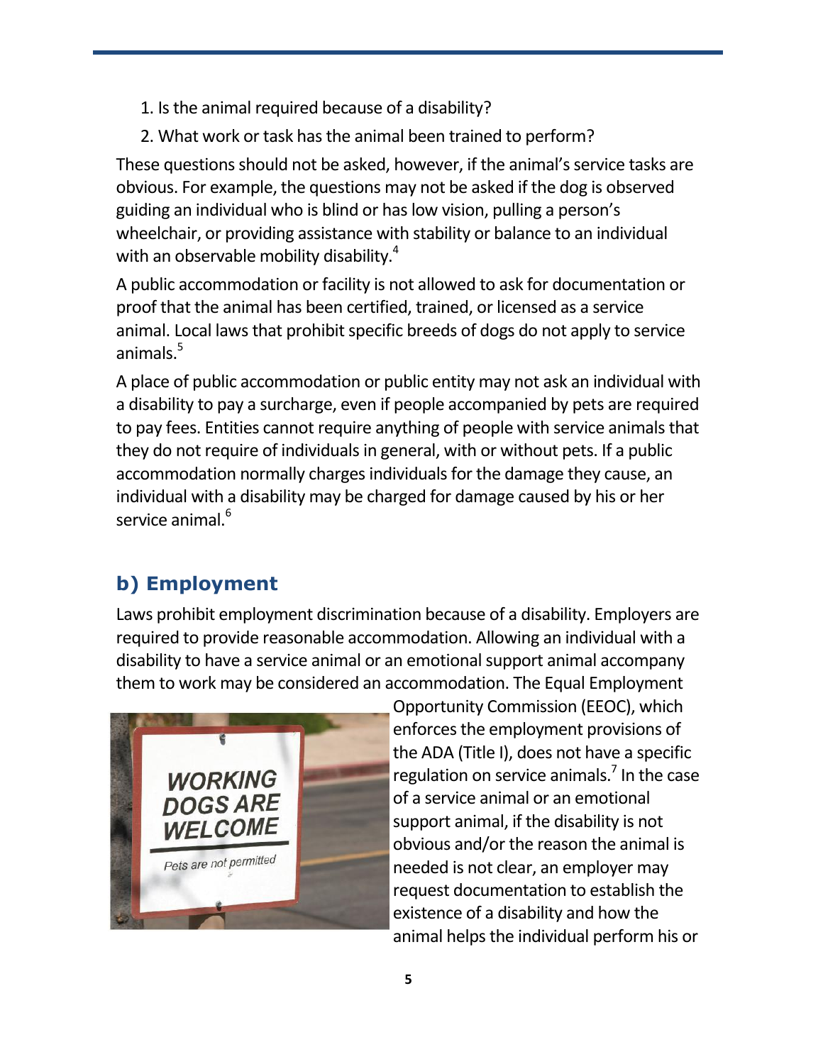1. Is the animal required because of a disability?
2. What work or task has the animal been trained to perform?

These questions should not be asked, however, if the animal's service tasks are obvious. For example, the questions may not be asked if the dog is observed guiding an individual who is blind or has low vision, pulling a person's wheelchair, or providing assistance with stability or balance to an individual with an observable mobility disability.[4]

A public accommodation or facility is not allowed to ask for documentation or proof that the animal has been certified, trained, or licensed as a service animal. Local laws that prohibit specific breeds of dogs do not apply to service animals.[5]

A place of public accommodation or public entity may not ask an individual with a disability to pay a surcharge, even if people accompanied by pets are required to pay fees. Entities cannot require anything of people with service animals that they do not require of individuals in general, with or without pets. If a public accommodation normally charges individuals for the damage they cause, an individual with a disability may be charged for damage caused by his or her service animal.[6]

## b) Employment

Laws prohibit employment discrimination because of a disability. Employers are required to provide reasonable accommodation. Allowing an individual with a disability to have a service animal or an emotional support animal accompany them to work may be considered an accommodation. The Equal Employment Opportunity Commission (EEOC), which enforces the employment provisions of the ADA (Title I), does not have a specific regulation on service animals.[7] In the case of a service animal or an emotional support animal, if the disability is not obvious and/or the reason the animal is needed is not clear, an employer may request documentation to establish the existence of a disability and how the animal helps the individual perform his or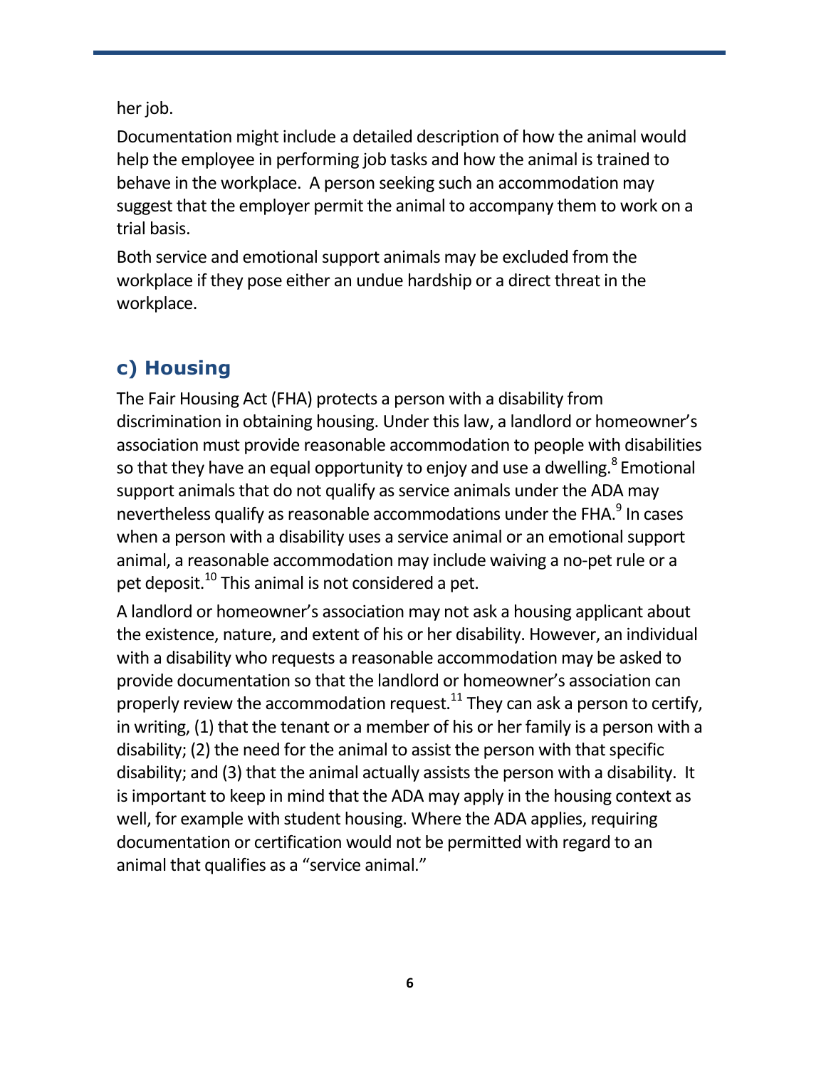her job.

Documentation might include a detailed description of how the animal would help the employee in performing job tasks and how the animal is trained to behave in the workplace. A person seeking such an accommodation may suggest that the employer permit the animal to accompany them to work on a trial basis.

Both service and emotional support animals may be excluded from the workplace if they pose either an undue hardship or a direct threat in the workplace.

## c) Housing

The Fair Housing Act (FHA) protects a person with a disability from discrimination in obtaining housing. Under this law, a landlord or homeowner's association must provide reasonable accommodation to people with disabilities so that they have an equal opportunity to enjoy and use a dwelling.[8] Emotional support animals that do not qualify as service animals under the ADA may nevertheless qualify as reasonable accommodations under the FHA.[9] In cases when a person with a disability uses a service animal or an emotional support animal, a reasonable accommodation may include waiving a no-pet rule or a pet deposit.[10] This animal is not considered a pet.

A landlord or homeowner's association may not ask a housing applicant about the existence, nature, and extent of his or her disability. However, an individual with a disability who requests a reasonable accommodation may be asked to provide documentation so that the landlord or homeowner's association can properly review the accommodation request.[11] They can ask a person to certify, in writing, (1) that the tenant or a member of his or her family is a person with a disability; (2) the need for the animal to assist the person with that specific disability; and (3) that the animal actually assists the person with a disability. It is important to keep in mind that the ADA may apply in the housing context as well, for example with student housing. Where the ADA applies, requiring documentation or certification would not be permitted with regard to an animal that qualifies as a "service animal."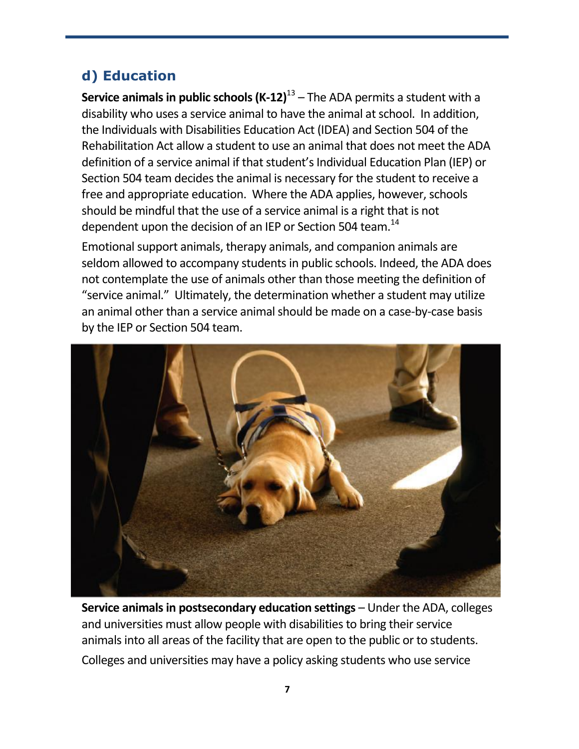## d) Education

**Service animals in public schools (K-12)**[13] – The ADA permits a student with a disability who uses a service animal to have the animal at school. In addition, the Individuals with Disabilities Education Act (IDEA) and Section 504 of the Rehabilitation Act allow a student to use an animal that does not meet the ADA definition of a service animal if that student's Individual Education Plan (IEP) or Section 504 team decides the animal is necessary for the student to receive a free and appropriate education. Where the ADA applies, however, schools should be mindful that the use of a service animal is a right that is not dependent upon the decision of an IEP or Section 504 team.[14]

Emotional support animals, therapy animals, and companion animals are seldom allowed to accompany students in public schools. Indeed, the ADA does not contemplate the use of animals other than those meeting the definition of "service animal." Ultimately, the determination whether a student may utilize an animal other than a service animal should be made on a case-by-case basis by the IEP or Section 504 team.

**Service animals in postsecondary education settings** – Under the ADA, colleges and universities must allow people with disabilities to bring their service animals into all areas of the facility that are open to the public or to students.

Colleges and universities may have a policy asking students who use service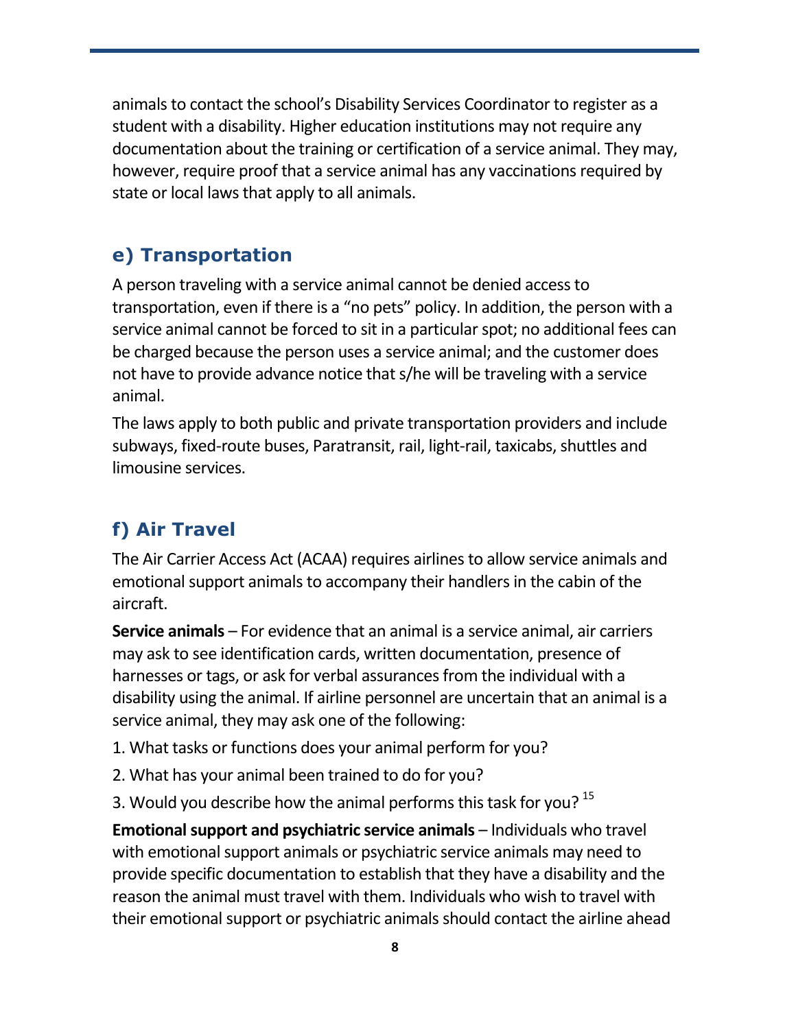animals to contact the school's Disability Services Coordinator to register as a student with a disability. Higher education institutions may not require any documentation about the training or certification of a service animal. They may, however, require proof that a service animal has any vaccinations required by state or local laws that apply to all animals.

### e) Transportation

A person traveling with a service animal cannot be denied access to transportation, even if there is a "no pets" policy. In addition, the person with a service animal cannot be forced to sit in a particular spot; no additional fees can be charged because the person uses a service animal; and the customer does not have to provide advance notice that s/he will be traveling with a service animal.

The laws apply to both public and private transportation providers and include subways, fixed-route buses, Paratransit, rail, light-rail, taxicabs, shuttles and limousine services.

### f) Air Travel

The Air Carrier Access Act (ACAA) requires airlines to allow service animals and emotional support animals to accompany their handlers in the cabin of the aircraft.

**Service animals** – For evidence that an animal is a service animal, air carriers may ask to see identification cards, written documentation, presence of harnesses or tags, or ask for verbal assurances from the individual with a disability using the animal. If airline personnel are uncertain that an animal is a service animal, they may ask one of the following:

1. What tasks or functions does your animal perform for you?
2. What has your animal been trained to do for you?
3. Would you describe how the animal performs this task for you? [15]

**Emotional support and psychiatric service animals** – Individuals who travel with emotional support animals or psychiatric service animals may need to provide specific documentation to establish that they have a disability and the reason the animal must travel with them. Individuals who wish to travel with their emotional support or psychiatric animals should contact the airline ahead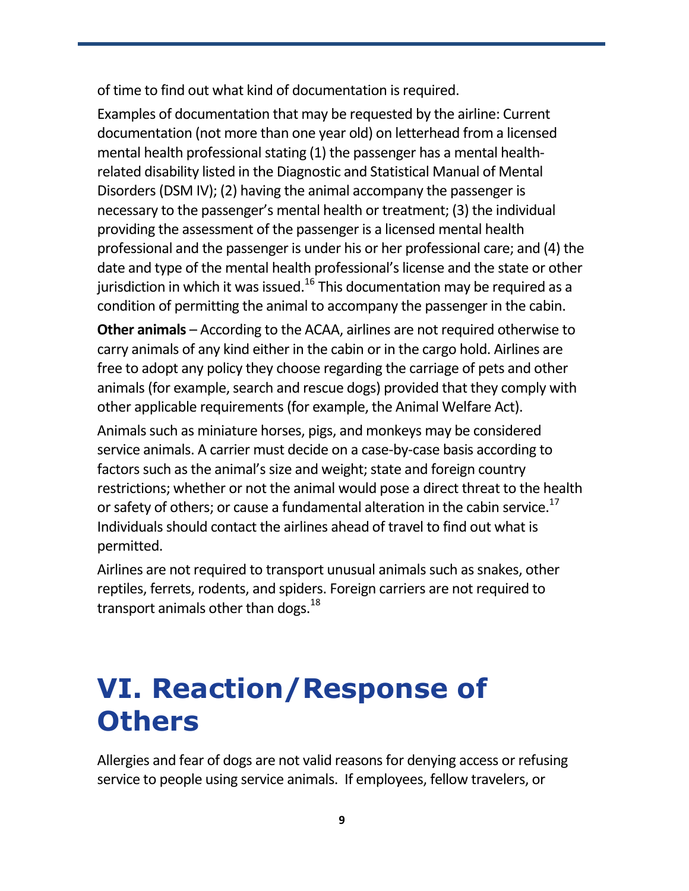of time to find out what kind of documentation is required.

Examples of documentation that may be requested by the airline: Current documentation (not more than one year old) on letterhead from a licensed mental health professional stating (1) the passenger has a mental health-related disability listed in the Diagnostic and Statistical Manual of Mental Disorders (DSM IV); (2) having the animal accompany the passenger is necessary to the passenger's mental health or treatment; (3) the individual providing the assessment of the passenger is a licensed mental health professional and the passenger is under his or her professional care; and (4) the date and type of the mental health professional's license and the state or other jurisdiction in which it was issued.[16] This documentation may be required as a condition of permitting the animal to accompany the passenger in the cabin.

**Other animals** – According to the ACAA, airlines are not required otherwise to carry animals of any kind either in the cabin or in the cargo hold. Airlines are free to adopt any policy they choose regarding the carriage of pets and other animals (for example, search and rescue dogs) provided that they comply with other applicable requirements (for example, the Animal Welfare Act).

Animals such as miniature horses, pigs, and monkeys may be considered service animals. A carrier must decide on a case-by-case basis according to factors such as the animal's size and weight; state and foreign country restrictions; whether or not the animal would pose a direct threat to the health or safety of others; or cause a fundamental alteration in the cabin service.[17] Individuals should contact the airlines ahead of travel to find out what is permitted.

Airlines are not required to transport unusual animals such as snakes, other reptiles, ferrets, rodents, and spiders. Foreign carriers are not required to transport animals other than dogs.[18]

# VI. Reaction/Response of Others

Allergies and fear of dogs are not valid reasons for denying access or refusing service to people using service animals. If employees, fellow travelers, or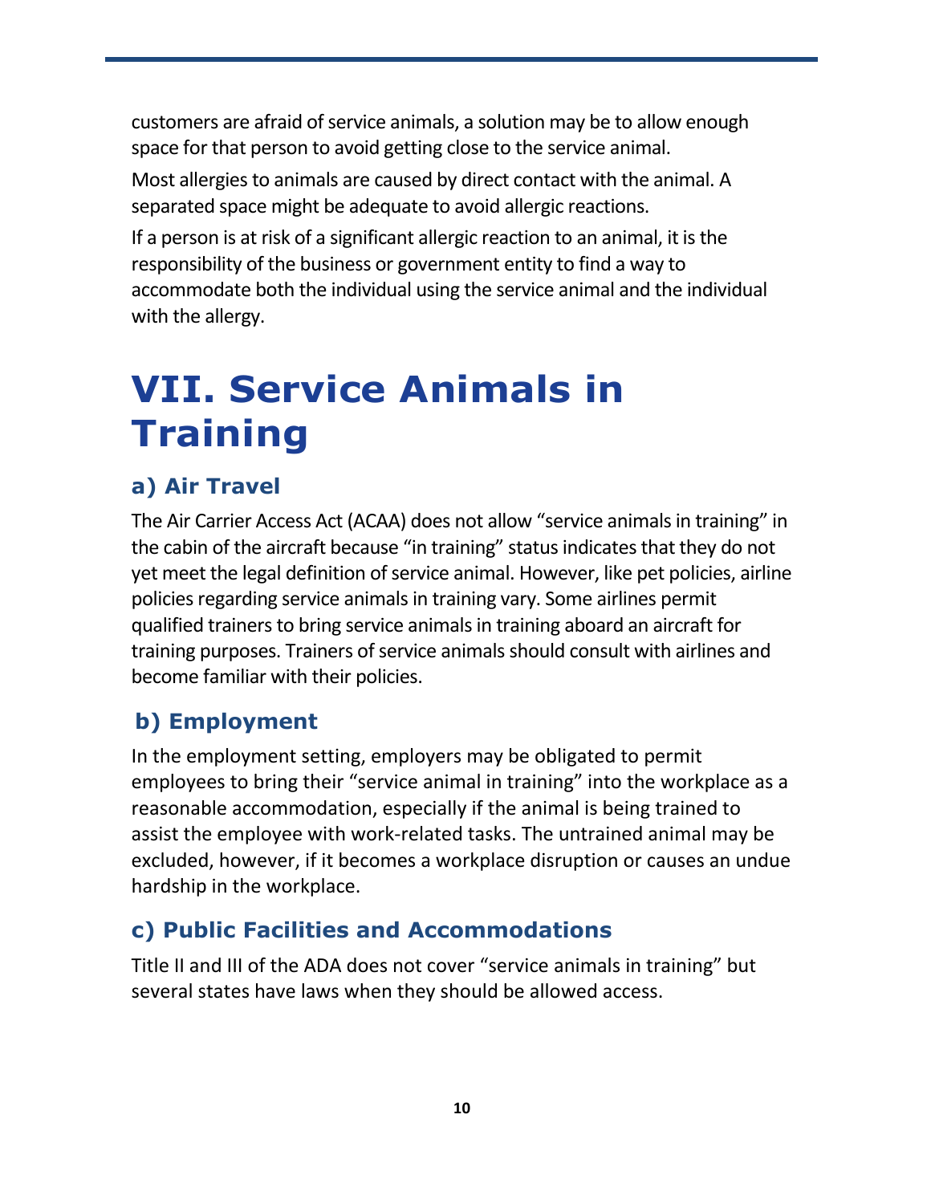customers are afraid of service animals, a solution may be to allow enough space for that person to avoid getting close to the service animal.

Most allergies to animals are caused by direct contact with the animal. A separated space might be adequate to avoid allergic reactions.

If a person is at risk of a significant allergic reaction to an animal, it is the responsibility of the business or government entity to find a way to accommodate both the individual using the service animal and the individual with the allergy.

# VII. Service Animals in Training

## a) Air Travel

The Air Carrier Access Act (ACAA) does not allow "service animals in training" in the cabin of the aircraft because "in training" status indicates that they do not yet meet the legal definition of service animal. However, like pet policies, airline policies regarding service animals in training vary. Some airlines permit qualified trainers to bring service animals in training aboard an aircraft for training purposes. Trainers of service animals should consult with airlines and become familiar with their policies.

## b) Employment

In the employment setting, employers may be obligated to permit employees to bring their "service animal in training" into the workplace as a reasonable accommodation, especially if the animal is being trained to assist the employee with work-related tasks. The untrained animal may be excluded, however, if it becomes a workplace disruption or causes an undue hardship in the workplace.

## c) Public Facilities and Accommodations

Title II and III of the ADA does not cover "service animals in training" but several states have laws when they should be allowed access.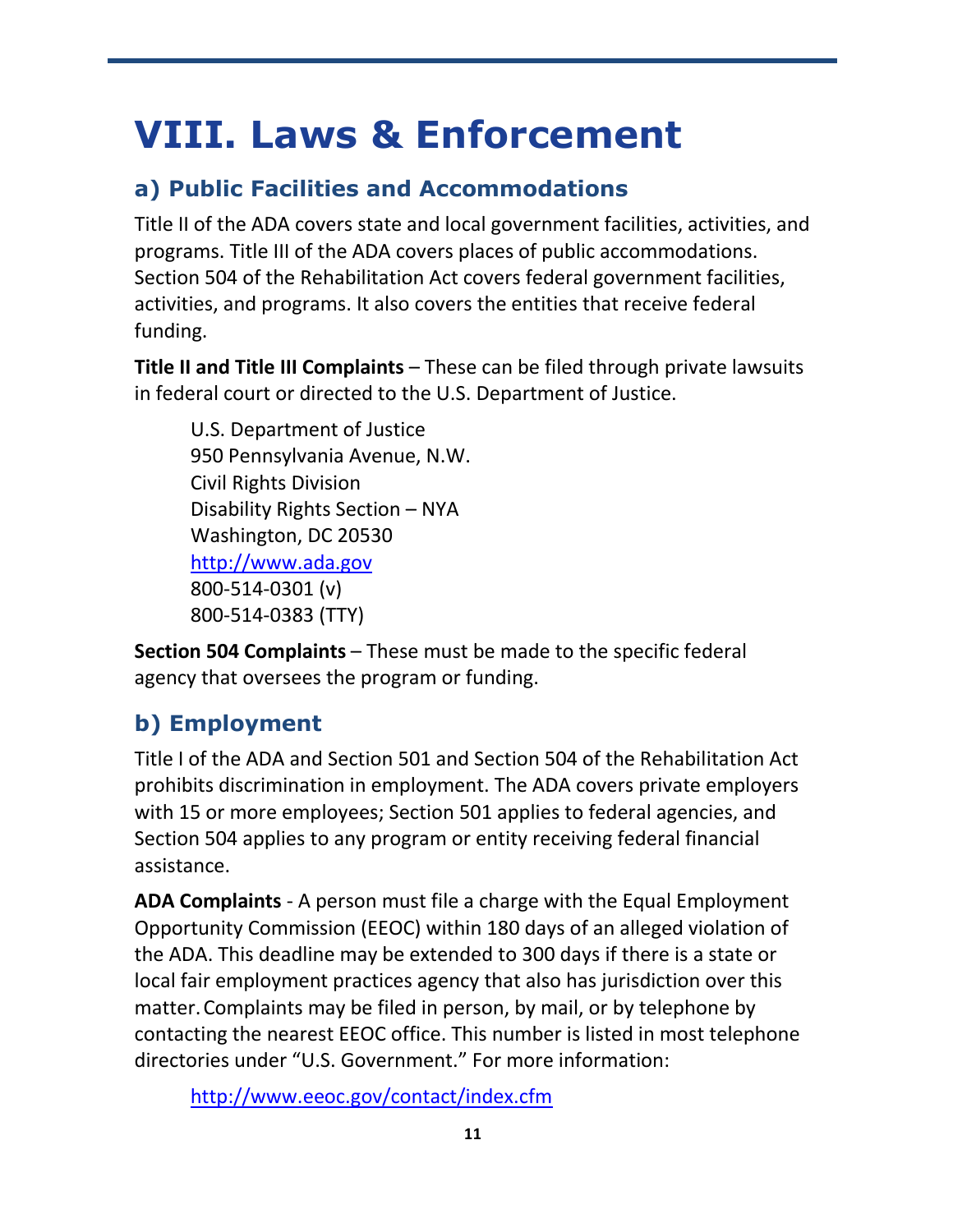# VIII. Laws & Enforcement

## a) Public Facilities and Accommodations

Title II of the ADA covers state and local government facilities, activities, and programs. Title III of the ADA covers places of public accommodations. Section 504 of the Rehabilitation Act covers federal government facilities, activities, and programs. It also covers the entities that receive federal funding.

**Title II and Title III Complaints** – These can be filed through private lawsuits in federal court or directed to the U.S. Department of Justice.

> U.S. Department of Justice
> 950 Pennsylvania Avenue, N.W.
> Civil Rights Division
> Disability Rights Section – NYA
> Washington, DC 20530
> http://www.ada.gov
> 800-514-0301 (v)
> 800-514-0383 (TTY)

**Section 504 Complaints** – These must be made to the specific federal agency that oversees the program or funding.

## b) Employment

Title I of the ADA and Section 501 and Section 504 of the Rehabilitation Act prohibits discrimination in employment. The ADA covers private employers with 15 or more employees; Section 501 applies to federal agencies, and Section 504 applies to any program or entity receiving federal financial assistance.

**ADA Complaints** - A person must file a charge with the Equal Employment Opportunity Commission (EEOC) within 180 days of an alleged violation of the ADA. This deadline may be extended to 300 days if there is a state or local fair employment practices agency that also has jurisdiction over this matter. Complaints may be filed in person, by mail, or by telephone by contacting the nearest EEOC office. This number is listed in most telephone directories under "U.S. Government." For more information:

> http://www.eeoc.gov/contact/index.cfm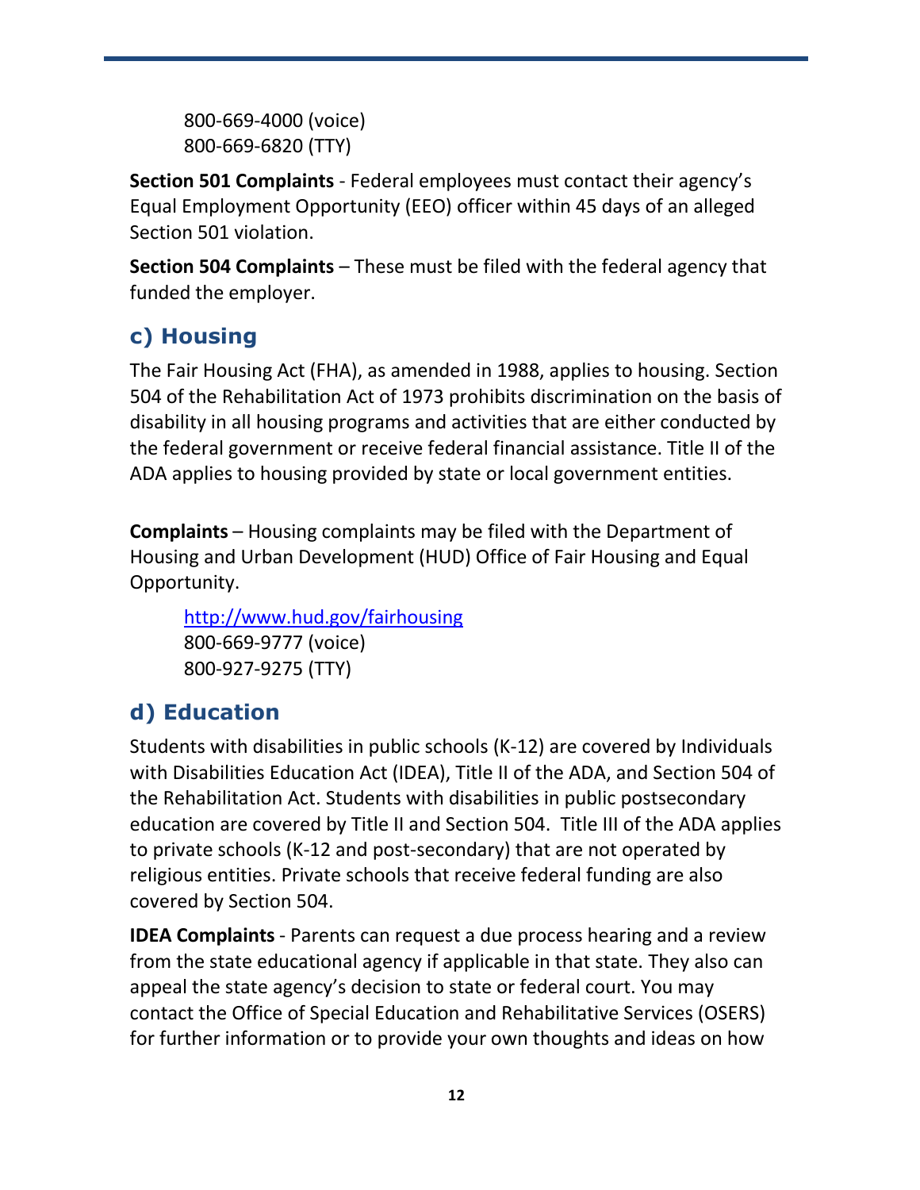800-669-4000 (voice)
800-669-6820 (TTY)

**Section 501 Complaints** - Federal employees must contact their agency's Equal Employment Opportunity (EEO) officer within 45 days of an alleged Section 501 violation.

**Section 504 Complaints** – These must be filed with the federal agency that funded the employer.

## c) Housing

The Fair Housing Act (FHA), as amended in 1988, applies to housing. Section 504 of the Rehabilitation Act of 1973 prohibits discrimination on the basis of disability in all housing programs and activities that are either conducted by the federal government or receive federal financial assistance. Title II of the ADA applies to housing provided by state or local government entities.

**Complaints** – Housing complaints may be filed with the Department of Housing and Urban Development (HUD) Office of Fair Housing and Equal Opportunity.

[http://www.hud.gov/fairhousing](http://www.hud.gov/fairhousing)
800-669-9777 (voice)
800-927-9275 (TTY)

## d) Education

Students with disabilities in public schools (K-12) are covered by Individuals with Disabilities Education Act (IDEA), Title II of the ADA, and Section 504 of the Rehabilitation Act. Students with disabilities in public postsecondary education are covered by Title II and Section 504. Title III of the ADA applies to private schools (K-12 and post-secondary) that are not operated by religious entities. Private schools that receive federal funding are also covered by Section 504.

**IDEA Complaints** - Parents can request a due process hearing and a review from the state educational agency if applicable in that state. They also can appeal the state agency's decision to state or federal court. You may contact the Office of Special Education and Rehabilitative Services (OSERS) for further information or to provide your own thoughts and ideas on how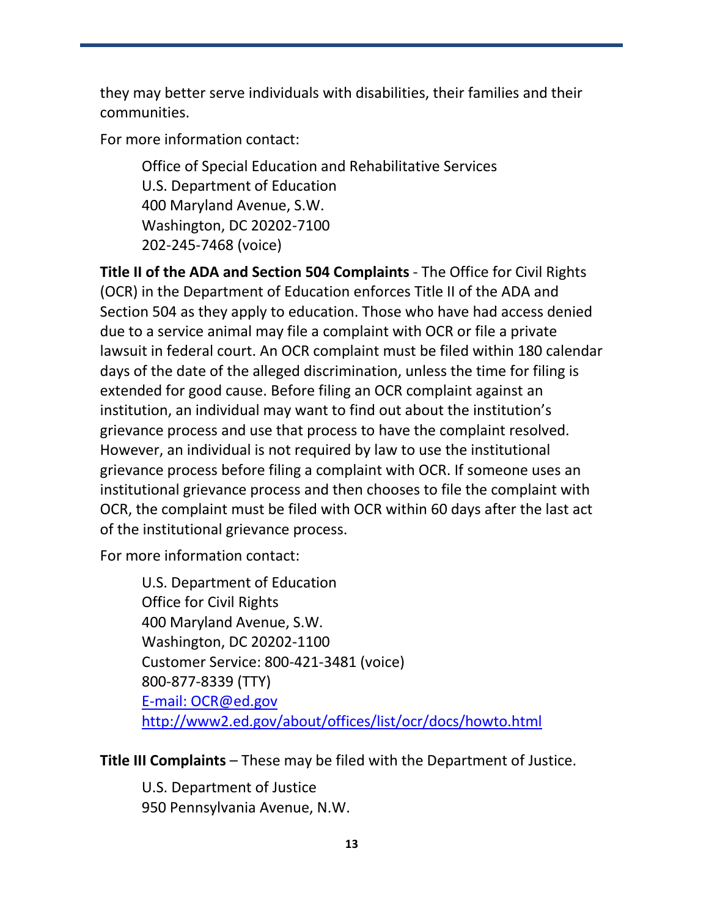they may better serve individuals with disabilities, their families and their communities.

For more information contact:

Office of Special Education and Rehabilitative Services  
U.S. Department of Education  
400 Maryland Avenue, S.W.  
Washington, DC 20202-7100  
202-245-7468 (voice)

**Title II of the ADA and Section 504 Complaints** - The Office for Civil Rights (OCR) in the Department of Education enforces Title II of the ADA and Section 504 as they apply to education. Those who have had access denied due to a service animal may file a complaint with OCR or file a private lawsuit in federal court. An OCR complaint must be filed within 180 calendar days of the date of the alleged discrimination, unless the time for filing is extended for good cause. Before filing an OCR complaint against an institution, an individual may want to find out about the institution's grievance process and use that process to have the complaint resolved. However, an individual is not required by law to use the institutional grievance process before filing a complaint with OCR. If someone uses an institutional grievance process and then chooses to file the complaint with OCR, the complaint must be filed with OCR within 60 days after the last act of the institutional grievance process.

For more information contact:

U.S. Department of Education  
Office for Civil Rights  
400 Maryland Avenue, S.W.  
Washington, DC 20202-1100  
Customer Service: 800-421-3481 (voice)  
800-877-8339 (TTY)  
[E-mail: OCR@ed.gov](mailto:OCR@ed.gov)  
[http://www2.ed.gov/about/offices/list/ocr/docs/howto.html](http://www2.ed.gov/about/offices/list/ocr/docs/howto.html)

**Title III Complaints** – These may be filed with the Department of Justice.

U.S. Department of Justice  
950 Pennsylvania Avenue, N.W.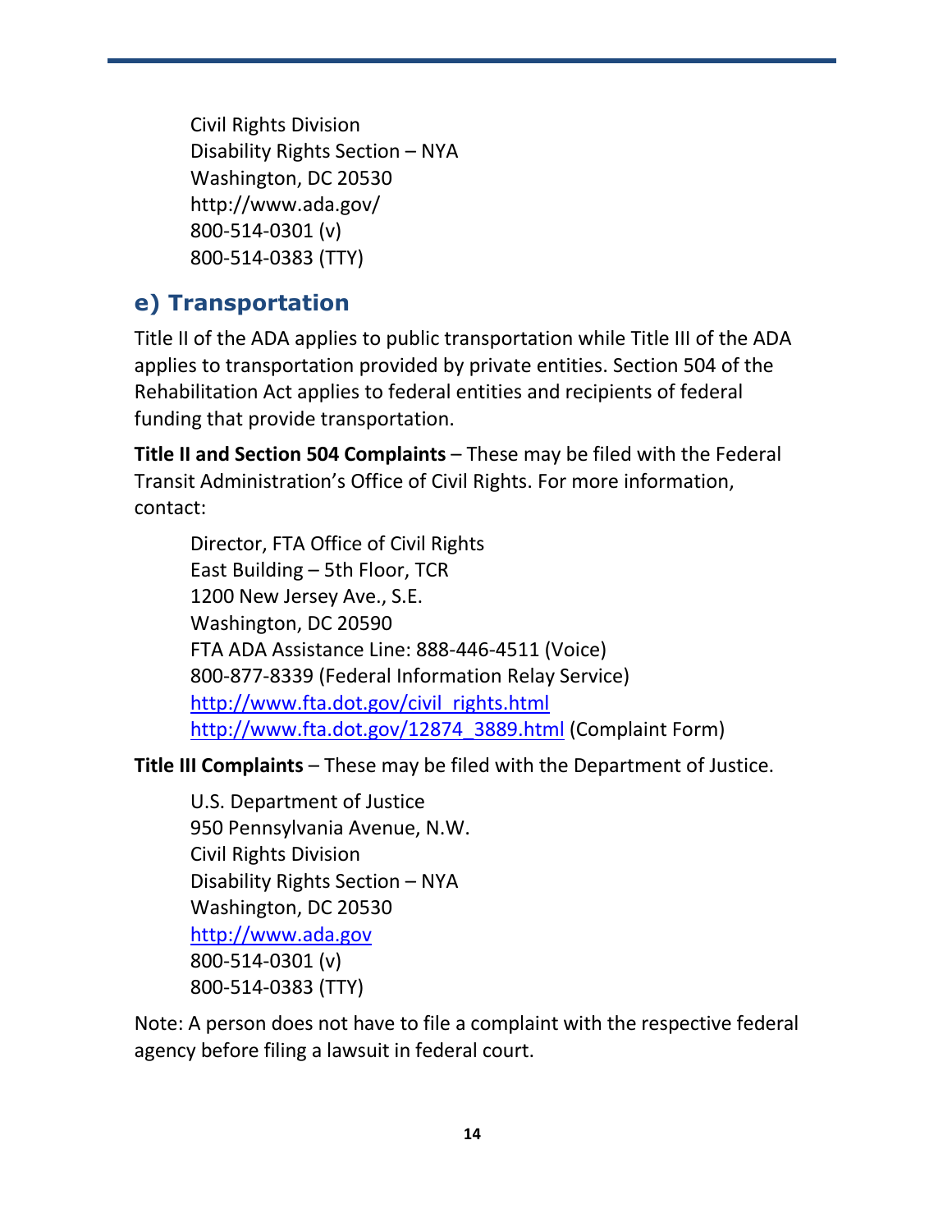Civil Rights Division
Disability Rights Section – NYA
Washington, DC 20530
http://www.ada.gov/
800-514-0301 (v)
800-514-0383 (TTY)

## e) Transportation

Title II of the ADA applies to public transportation while Title III of the ADA applies to transportation provided by private entities. Section 504 of the Rehabilitation Act applies to federal entities and recipients of federal funding that provide transportation.

**Title II and Section 504 Complaints** – These may be filed with the Federal Transit Administration's Office of Civil Rights. For more information, contact:

Director, FTA Office of Civil Rights
East Building – 5th Floor, TCR
1200 New Jersey Ave., S.E.
Washington, DC 20590
FTA ADA Assistance Line: 888-446-4511 (Voice)
800-877-8339 (Federal Information Relay Service)
http://www.fta.dot.gov/civil_rights.html
http://www.fta.dot.gov/12874_3889.html (Complaint Form)

**Title III Complaints** – These may be filed with the Department of Justice.

U.S. Department of Justice
950 Pennsylvania Avenue, N.W.
Civil Rights Division
Disability Rights Section – NYA
Washington, DC 20530
http://www.ada.gov
800-514-0301 (v)
800-514-0383 (TTY)

Note: A person does not have to file a complaint with the respective federal agency before filing a lawsuit in federal court.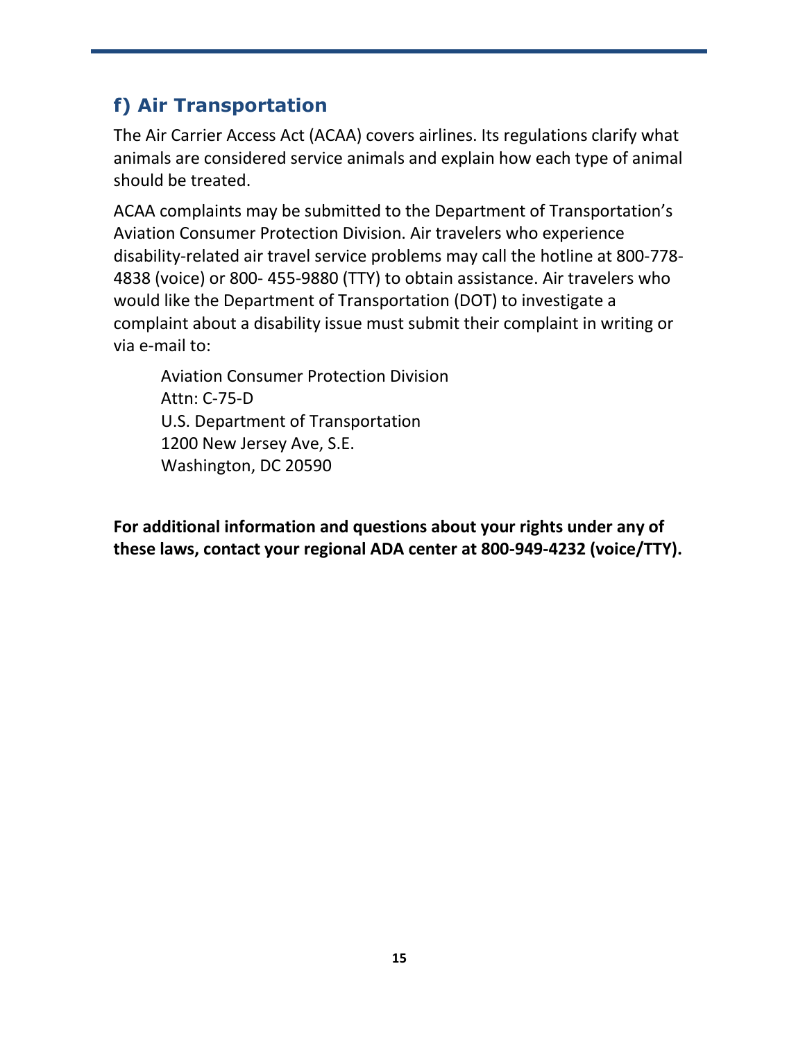## f) Air Transportation

The Air Carrier Access Act (ACAA) covers airlines. Its regulations clarify what animals are considered service animals and explain how each type of animal should be treated.

ACAA complaints may be submitted to the Department of Transportation's Aviation Consumer Protection Division. Air travelers who experience disability-related air travel service problems may call the hotline at 800-778-4838 (voice) or 800- 455-9880 (TTY) to obtain assistance. Air travelers who would like the Department of Transportation (DOT) to investigate a complaint about a disability issue must submit their complaint in writing or via e-mail to:

Aviation Consumer Protection Division
Attn: C-75-D
U.S. Department of Transportation
1200 New Jersey Ave, S.E.
Washington, DC 20590

**For additional information and questions about your rights under any of these laws, contact your regional ADA center at 800-949-4232 (voice/TTY).**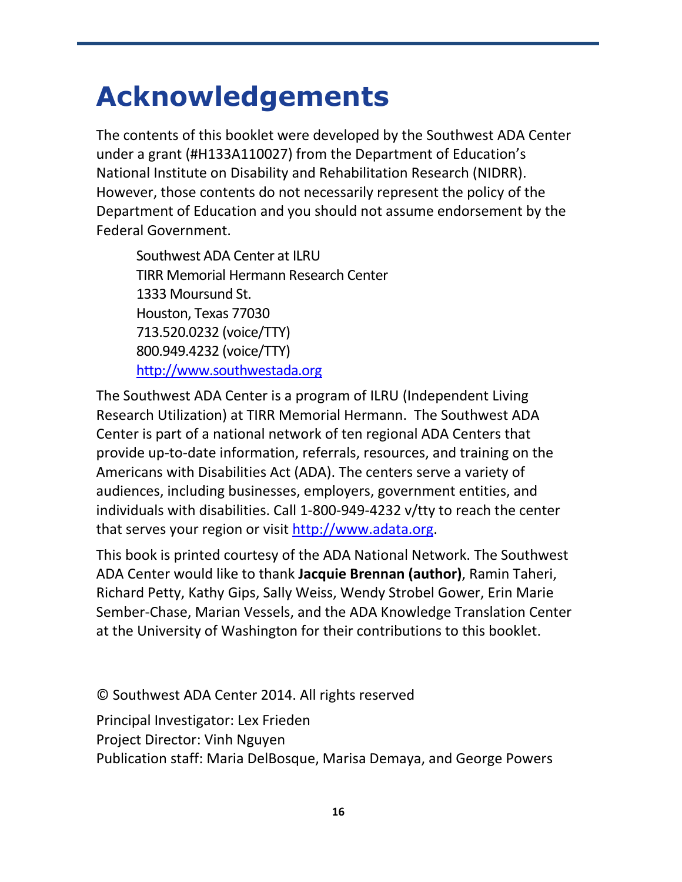# Acknowledgements

The contents of this booklet were developed by the Southwest ADA Center under a grant (#H133A110027) from the Department of Education's National Institute on Disability and Rehabilitation Research (NIDRR). However, those contents do not necessarily represent the policy of the Department of Education and you should not assume endorsement by the Federal Government.

> Southwest ADA Center at ILRU
> TIRR Memorial Hermann Research Center
> 1333 Moursund St.
> Houston, Texas 77030
> 713.520.0232 (voice/TTY)
> 800.949.4232 (voice/TTY)
> http://www.southwestada.org

The Southwest ADA Center is a program of ILRU (Independent Living Research Utilization) at TIRR Memorial Hermann. The Southwest ADA Center is part of a national network of ten regional ADA Centers that provide up-to-date information, referrals, resources, and training on the Americans with Disabilities Act (ADA). The centers serve a variety of audiences, including businesses, employers, government entities, and individuals with disabilities. Call 1-800-949-4232 v/tty to reach the center that serves your region or visit http://www.adata.org.

This book is printed courtesy of the ADA National Network. The Southwest ADA Center would like to thank **Jacquie Brennan (author)**, Ramin Taheri, Richard Petty, Kathy Gips, Sally Weiss, Wendy Strobel Gower, Erin Marie Sember-Chase, Marian Vessels, and the ADA Knowledge Translation Center at the University of Washington for their contributions to this booklet.

© Southwest ADA Center 2014. All rights reserved

Principal Investigator: Lex Frieden
Project Director: Vinh Nguyen
Publication staff: Maria DelBosque, Marisa Demaya, and George Powers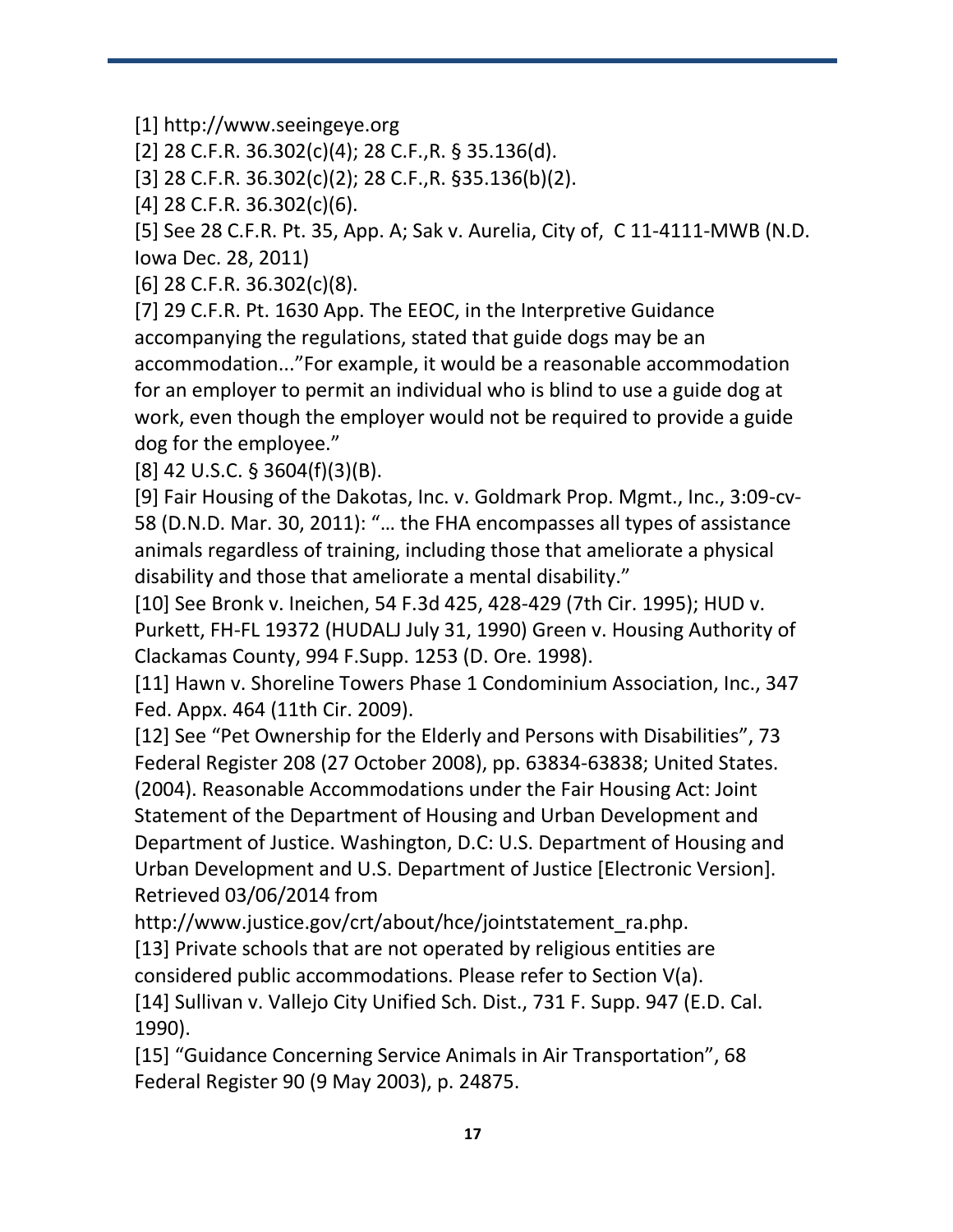[1] http://www.seeingeye.org

[2] 28 C.F.R. 36.302(c)(4); 28 C.F.,R. § 35.136(d).

[3] 28 C.F.R. 36.302(c)(2); 28 C.F.,R. §35.136(b)(2).

[4] 28 C.F.R. 36.302(c)(6).

[5] See 28 C.F.R. Pt. 35, App. A; Sak v. Aurelia, City of, C 11-4111-MWB (N.D. Iowa Dec. 28, 2011)

[6] 28 C.F.R. 36.302(c)(8).

[7] 29 C.F.R. Pt. 1630 App. The EEOC, in the Interpretive Guidance accompanying the regulations, stated that guide dogs may be an accommodation..."For example, it would be a reasonable accommodation for an employer to permit an individual who is blind to use a guide dog at work, even though the employer would not be required to provide a guide dog for the employee."

[8] 42 U.S.C. § 3604(f)(3)(B).

[9] Fair Housing of the Dakotas, Inc. v. Goldmark Prop. Mgmt., Inc., 3:09-cv-58 (D.N.D. Mar. 30, 2011): "… the FHA encompasses all types of assistance animals regardless of training, including those that ameliorate a physical disability and those that ameliorate a mental disability."

[10] See Bronk v. Ineichen, 54 F.3d 425, 428-429 (7th Cir. 1995); HUD v. Purkett, FH-FL 19372 (HUDALJ July 31, 1990) Green v. Housing Authority of Clackamas County, 994 F.Supp. 1253 (D. Ore. 1998).

[11] Hawn v. Shoreline Towers Phase 1 Condominium Association, Inc., 347 Fed. Appx. 464 (11th Cir. 2009).

[12] See "Pet Ownership for the Elderly and Persons with Disabilities", 73 Federal Register 208 (27 October 2008), pp. 63834-63838; United States. (2004). Reasonable Accommodations under the Fair Housing Act: Joint Statement of the Department of Housing and Urban Development and Department of Justice. Washington, D.C: U.S. Department of Housing and Urban Development and U.S. Department of Justice [Electronic Version]. Retrieved 03/06/2014 from http://www.justice.gov/crt/about/hce/jointstatement_ra.php.

[13] Private schools that are not operated by religious entities are considered public accommodations. Please refer to Section V(a).

[14] Sullivan v. Vallejo City Unified Sch. Dist., 731 F. Supp. 947 (E.D. Cal. 1990).

[15] "Guidance Concerning Service Animals in Air Transportation", 68 Federal Register 90 (9 May 2003), p. 24875.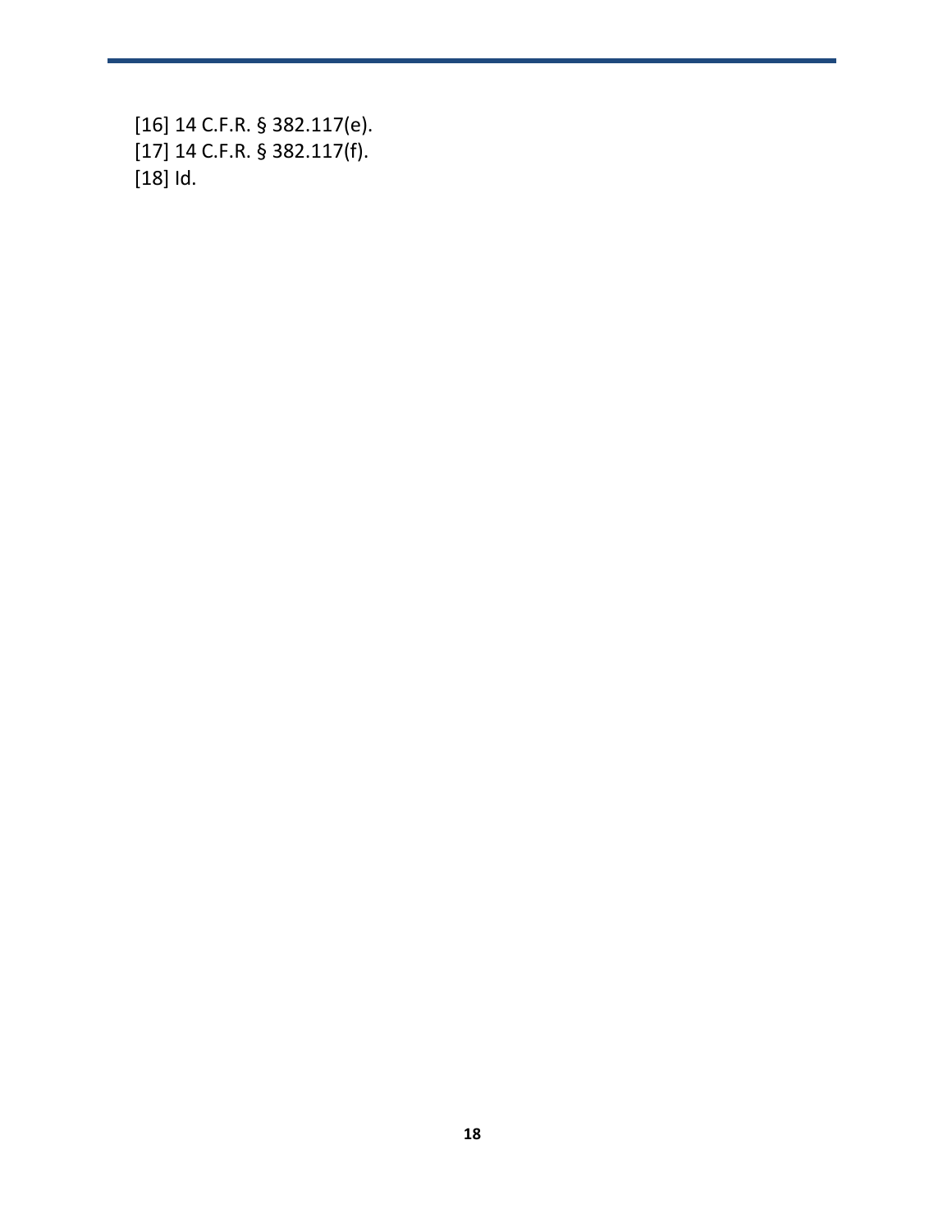[16] 14 C.F.R. § 382.117(e).
[17] 14 C.F.R. § 382.117(f).
[18] Id.